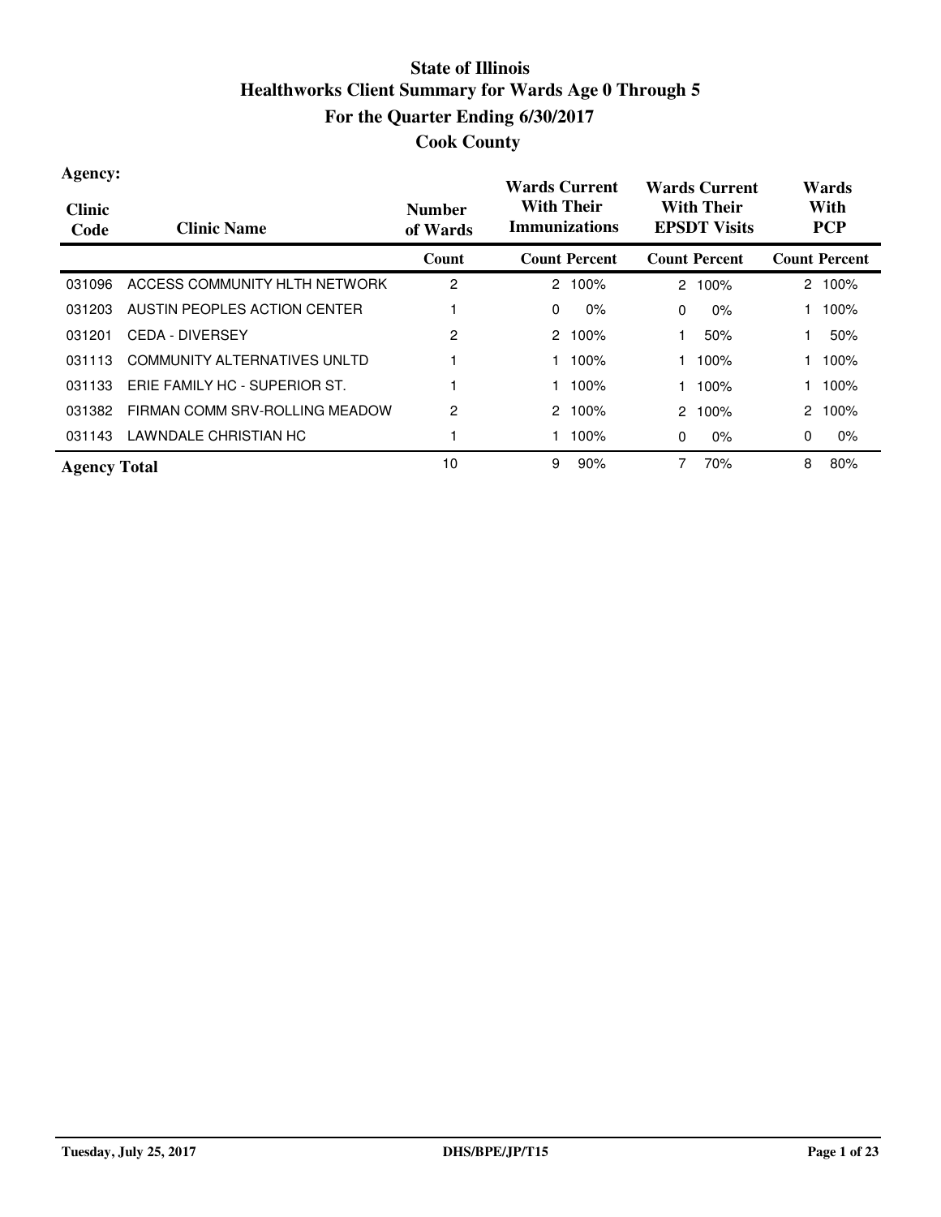# State of Illinois

## Healthworks Client Summary for Wards Age 0 Through 5

## For the Quarter Ending 6/30/2017

## Cook County

**Agency:**

| Clinic Code | Clinic Name | Number of Wards | Wards Current With Their Immunizations | | Wards Current With Their EPSDT Visits | | Wards With PCP | |
|---|---|---|---|---|---|---|---|---|
| | | Count | Count | Percent | Count | Percent | Count | Percent |
| 031096 | ACCESS COMMUNITY HLTH NETWORK | 2 | 2 | 100% | 2 | 100% | 2 | 100% |
| 031203 | AUSTIN PEOPLES ACTION CENTER | 1 | 0 | 0% | 0 | 0% | 1 | 100% |
| 031201 | CEDA - DIVERSEY | 2 | 2 | 100% | 1 | 50% | 1 | 50% |
| 031113 | COMMUNITY ALTERNATIVES UNLTD | 1 | 1 | 100% | 1 | 100% | 1 | 100% |
| 031133 | ERIE FAMILY HC - SUPERIOR ST. | 1 | 1 | 100% | 1 | 100% | 1 | 100% |
| 031382 | FIRMAN COMM SRV-ROLLING MEADOW | 2 | 2 | 100% | 2 | 100% | 2 | 100% |
| 031143 | LAWNDALE CHRISTIAN HC | 1 | 1 | 100% | 0 | 0% | 0 | 0% |
| **Agency Total** | | 10 | 9 | 90% | 7 | 70% | 8 | 80% |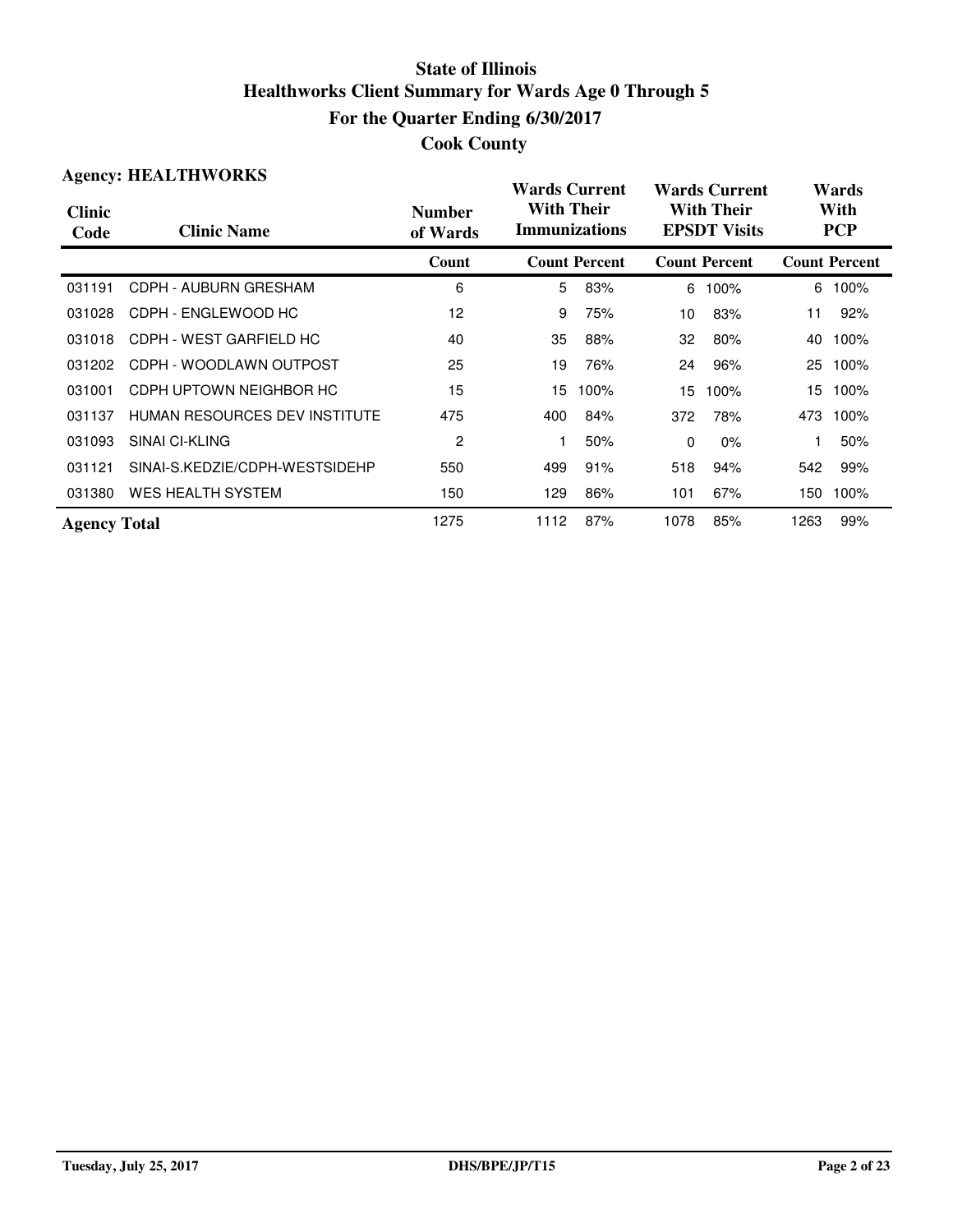# State of Illinois
# Healthworks Client Summary for Wards Age 0 Through 5
## For the Quarter Ending 6/30/2017
## Cook County

**Agency: HEALTHWORKS**

| Clinic Code | Clinic Name | Number of Wards | Wards Current With Their Immunizations | | Wards Current With Their EPSDT Visits | | Wards With PCP | |
|---|---|---|---|---|---|---|---|---|
| | | Count | Count | Percent | Count | Percent | Count | Percent |
| 031191 | CDPH - AUBURN GRESHAM | 6 | 5 | 83% | 6 | 100% | 6 | 100% |
| 031028 | CDPH - ENGLEWOOD HC | 12 | 9 | 75% | 10 | 83% | 11 | 92% |
| 031018 | CDPH - WEST GARFIELD HC | 40 | 35 | 88% | 32 | 80% | 40 | 100% |
| 031202 | CDPH - WOODLAWN OUTPOST | 25 | 19 | 76% | 24 | 96% | 25 | 100% |
| 031001 | CDPH UPTOWN NEIGHBOR HC | 15 | 15 | 100% | 15 | 100% | 15 | 100% |
| 031137 | HUMAN RESOURCES DEV INSTITUTE | 475 | 400 | 84% | 372 | 78% | 473 | 100% |
| 031093 | SINAI CI-KLING | 2 | 1 | 50% | 0 | 0% | 1 | 50% |
| 031121 | SINAI-S.KEDZIE/CDPH-WESTSIDEHP | 550 | 499 | 91% | 518 | 94% | 542 | 99% |
| 031380 | WES HEALTH SYSTEM | 150 | 129 | 86% | 101 | 67% | 150 | 100% |
| **Agency Total** | | 1275 | 1112 | 87% | 1078 | 85% | 1263 | 99% |

Tuesday, July 25, 2017 DHS/BPE/JP/T15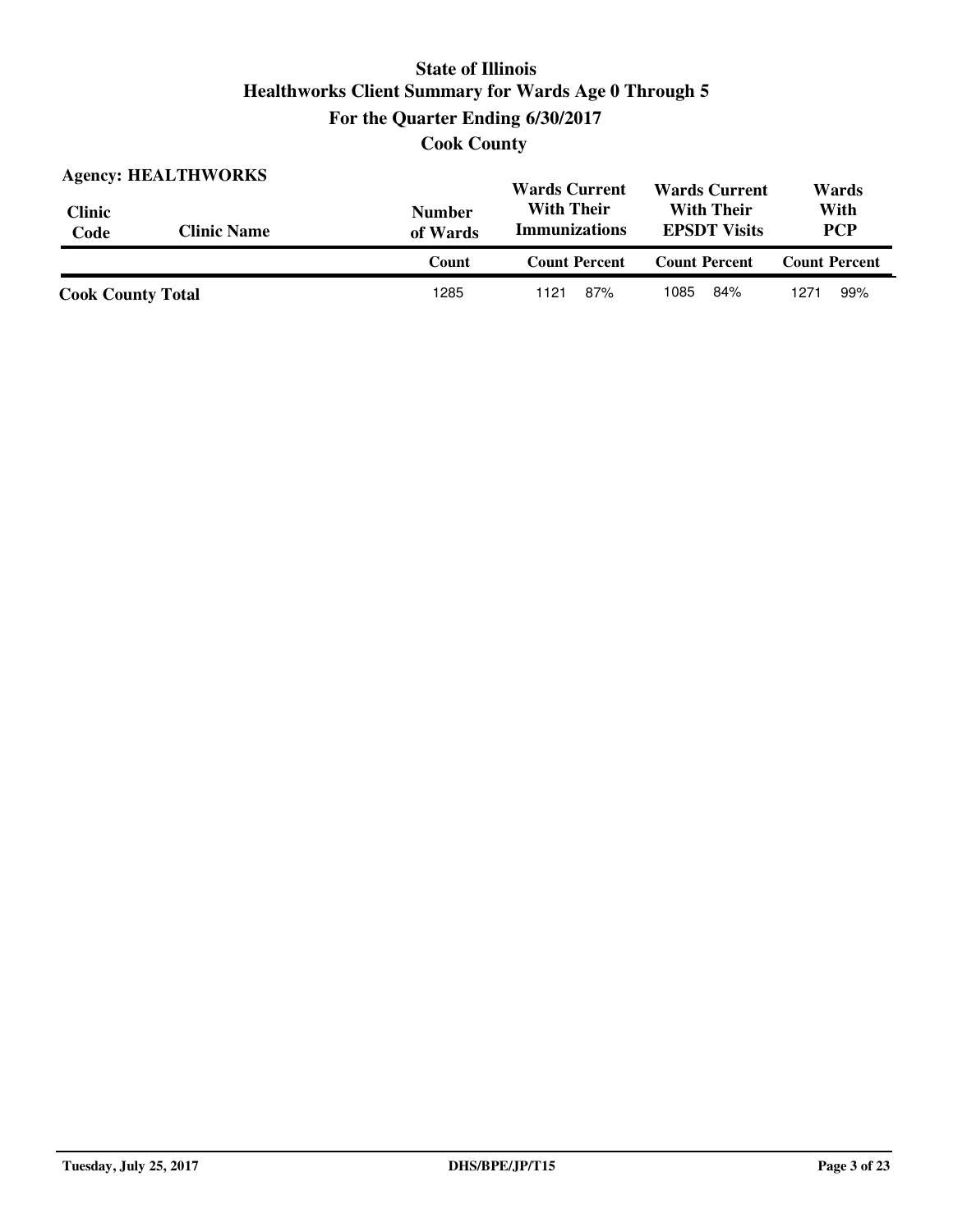# State of Illinois
## Healthworks Client Summary for Wards Age 0 Through 5
## For the Quarter Ending 6/30/2017
## Cook County

**Agency: HEALTHWORKS**

| Clinic Code | Clinic Name | Number of Wards | Wards Current With Their Immunizations | | Wards Current With Their EPSDT Visits | | Wards With PCP | |
|---|---|---|---|---|---|---|---|---|
| | | Count | Count | Percent | Count | Percent | Count | Percent |
| **Cook County Total** | | 1285 | 1121 | 87% | 1085 | 84% | 1271 | 99% |

Tuesday, July 25, 2017 | DHS/BPE/JP/T15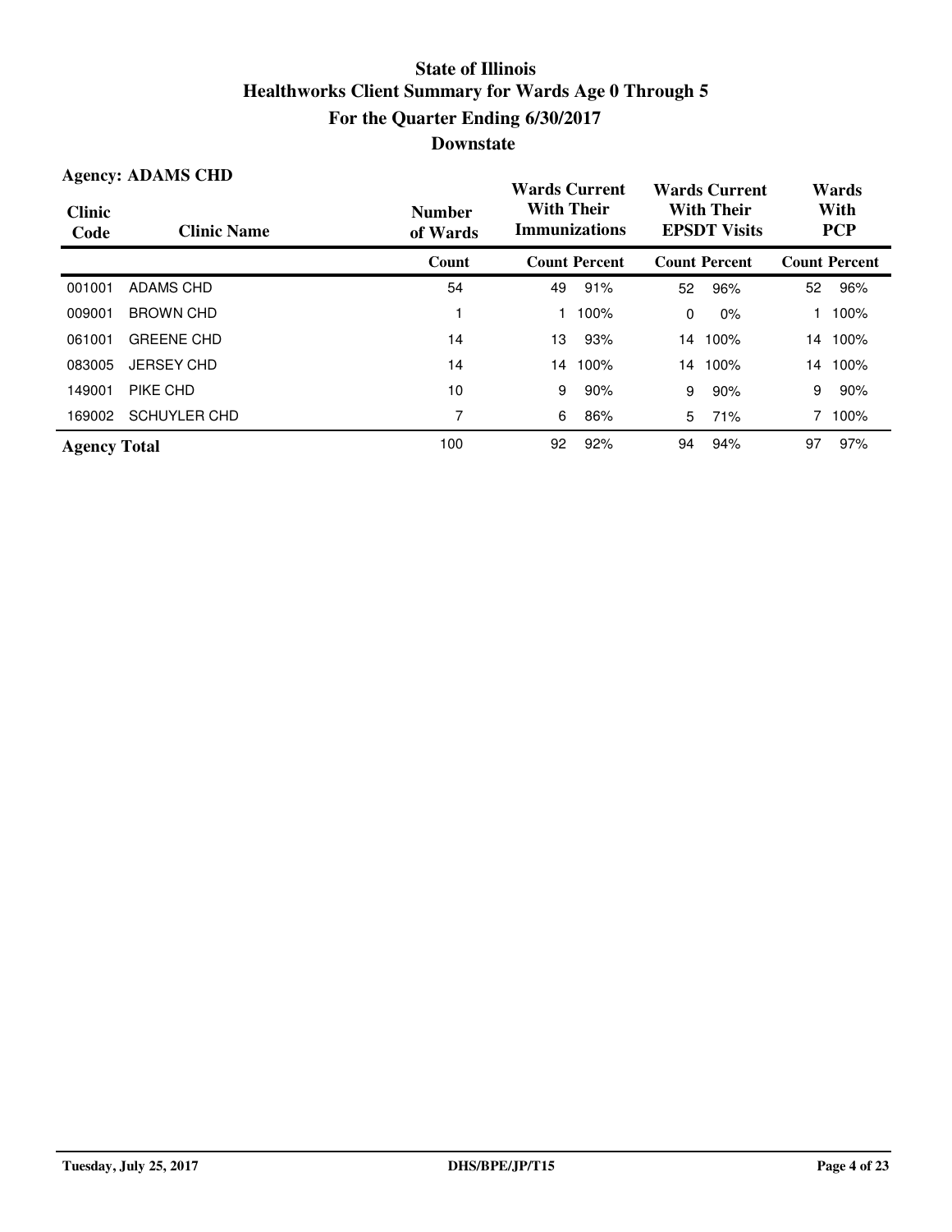# State of Illinois
# Healthworks Client Summary for Wards Age 0 Through 5
## For the Quarter Ending 6/30/2017
## Downstate

**Agency: ADAMS CHD**

| Clinic Code | Clinic Name | Number of Wards | Wards Current With Their Immunizations | | Wards Current With Their EPSDT Visits | | Wards With PCP | |
|---|---|---|---|---|---|---|---|---|
| | | Count | Count | Percent | Count | Percent | Count | Percent |
| 001001 | ADAMS CHD | 54 | 49 | 91% | 52 | 96% | 52 | 96% |
| 009001 | BROWN CHD | 1 | 1 | 100% | 0 | 0% | 1 | 100% |
| 061001 | GREENE CHD | 14 | 13 | 93% | 14 | 100% | 14 | 100% |
| 083005 | JERSEY CHD | 14 | 14 | 100% | 14 | 100% | 14 | 100% |
| 149001 | PIKE CHD | 10 | 9 | 90% | 9 | 90% | 9 | 90% |
| 169002 | SCHUYLER CHD | 7 | 6 | 86% | 5 | 71% | 7 | 100% |
| **Agency Total** | | 100 | 92 | 92% | 94 | 94% | 97 | 97% |

Tuesday, July 25, 2017 DHS/BPE/JP/T15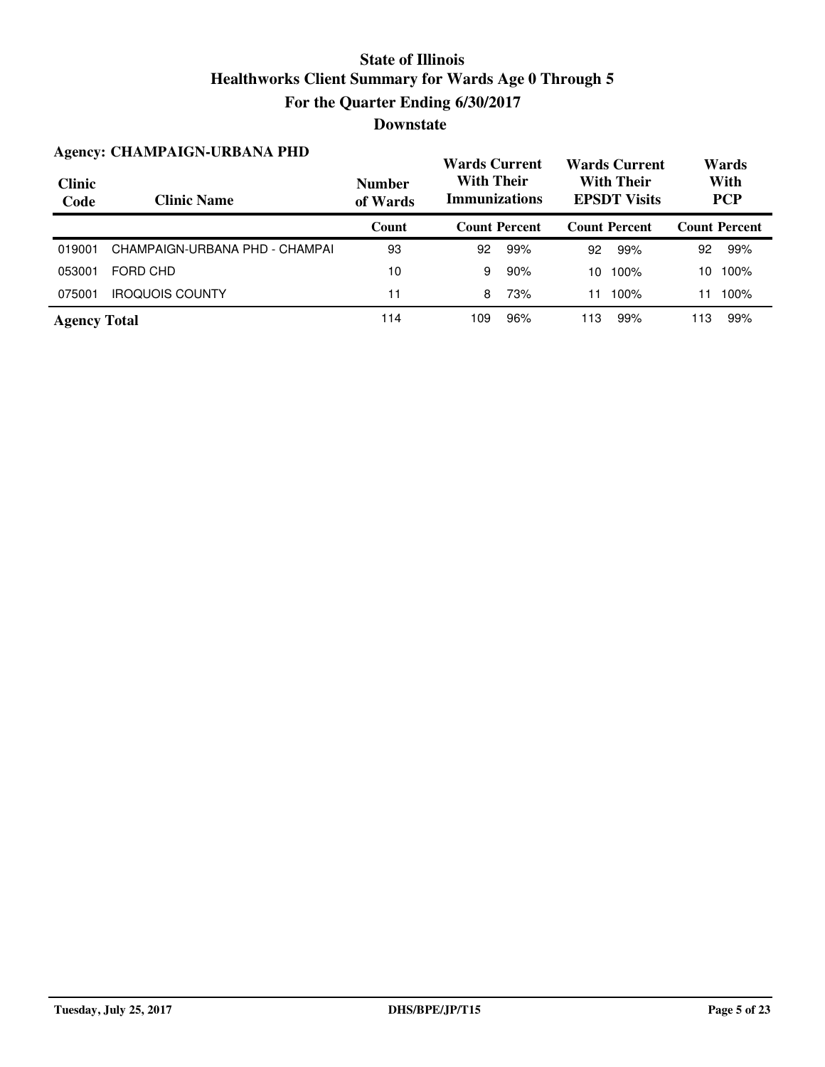# State of Illinois
## Healthworks Client Summary for Wards Age 0 Through 5
## For the Quarter Ending 6/30/2017
## Downstate

### Agency: CHAMPAIGN-URBANA PHD

| Clinic Code | Clinic Name | Number of Wards | Wards Current With Their Immunizations | | Wards Current With Their EPSDT Visits | | Wards With PCP | |
|---|---|---|---|---|---|---|---|---|
| | | Count | Count | Percent | Count | Percent | Count | Percent |
| 019001 | CHAMPAIGN-URBANA PHD - CHAMPAI | 93 | 92 | 99% | 92 | 99% | 92 | 99% |
| 053001 | FORD CHD | 10 | 9 | 90% | 10 | 100% | 10 | 100% |
| 075001 | IROQUOIS COUNTY | 11 | 8 | 73% | 11 | 100% | 11 | 100% |
| **Agency Total** | | 114 | 109 | 96% | 113 | 99% | 113 | 99% |

Tuesday, July 25, 2017 DHS/BPE/JP/T15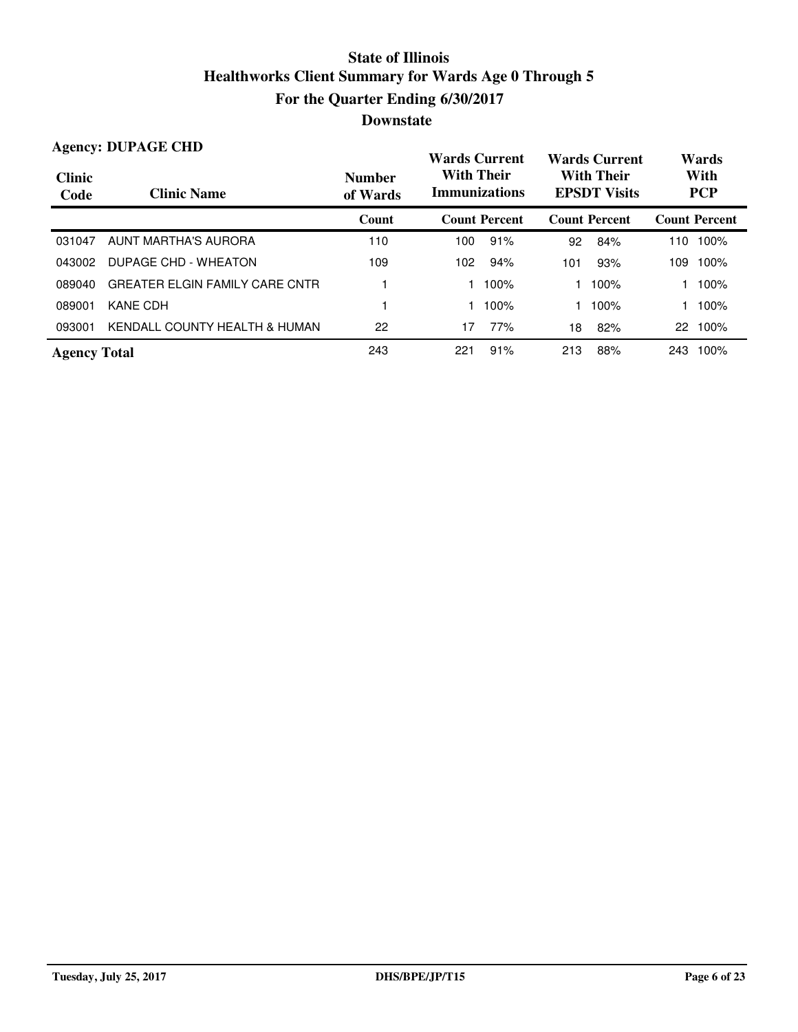# State of Illinois
## Healthworks Client Summary for Wards Age 0 Through 5
## For the Quarter Ending 6/30/2017
## Downstate

**Agency: DUPAGE CHD**

| Clinic Code | Clinic Name | Number of Wards | Wards Current With Their Immunizations | | Wards Current With Their EPSDT Visits | | Wards With PCP | |
|---|---|---|---|---|---|---|---|---|
| | | Count | Count | Percent | Count | Percent | Count | Percent |
| 031047 | AUNT MARTHA'S AURORA | 110 | 100 | 91% | 92 | 84% | 110 | 100% |
| 043002 | DUPAGE CHD - WHEATON | 109 | 102 | 94% | 101 | 93% | 109 | 100% |
| 089040 | GREATER ELGIN FAMILY CARE CNTR | 1 | 1 | 100% | 1 | 100% | 1 | 100% |
| 089001 | KANE CDH | 1 | 1 | 100% | 1 | 100% | 1 | 100% |
| 093001 | KENDALL COUNTY HEALTH & HUMAN | 22 | 17 | 77% | 18 | 82% | 22 | 100% |
| **Agency Total** | | 243 | 221 | 91% | 213 | 88% | 243 | 100% |

Tuesday, July 25, 2017 DHS/BPE/JP/T15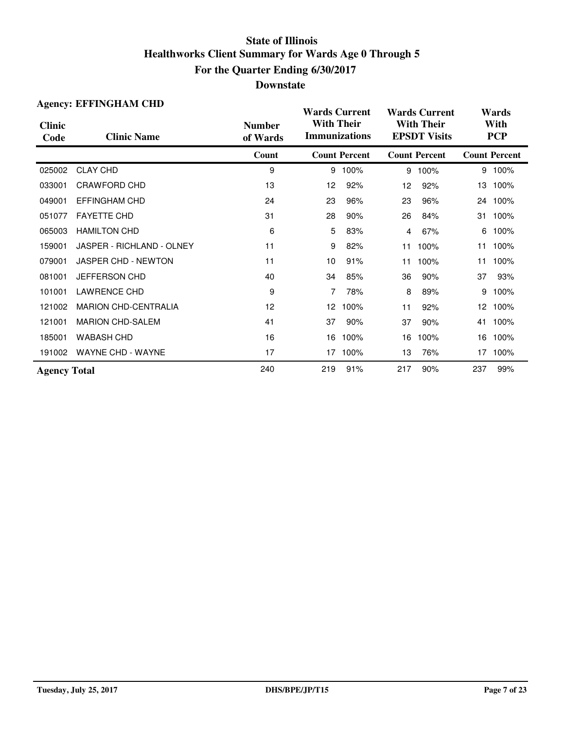# State of Illinois
## Healthworks Client Summary for Wards Age 0 Through 5
## For the Quarter Ending 6/30/2017
## Downstate

**Agency: EFFINGHAM CHD**

| Clinic Code | Clinic Name | Number of Wards | Wards Current With Their Immunizations | | Wards Current With Their EPSDT Visits | | Wards With PCP | |
|---|---|---|---|---|---|---|---|---|
| | | Count | Count | Percent | Count | Percent | Count | Percent |
| 025002 | CLAY CHD | 9 | 9 | 100% | 9 | 100% | 9 | 100% |
| 033001 | CRAWFORD CHD | 13 | 12 | 92% | 12 | 92% | 13 | 100% |
| 049001 | EFFINGHAM CHD | 24 | 23 | 96% | 23 | 96% | 24 | 100% |
| 051077 | FAYETTE CHD | 31 | 28 | 90% | 26 | 84% | 31 | 100% |
| 065003 | HAMILTON CHD | 6 | 5 | 83% | 4 | 67% | 6 | 100% |
| 159001 | JASPER - RICHLAND - OLNEY | 11 | 9 | 82% | 11 | 100% | 11 | 100% |
| 079001 | JASPER CHD - NEWTON | 11 | 10 | 91% | 11 | 100% | 11 | 100% |
| 081001 | JEFFERSON CHD | 40 | 34 | 85% | 36 | 90% | 37 | 93% |
| 101001 | LAWRENCE CHD | 9 | 7 | 78% | 8 | 89% | 9 | 100% |
| 121002 | MARION CHD-CENTRALIA | 12 | 12 | 100% | 11 | 92% | 12 | 100% |
| 121001 | MARION CHD-SALEM | 41 | 37 | 90% | 37 | 90% | 41 | 100% |
| 185001 | WABASH CHD | 16 | 16 | 100% | 16 | 100% | 16 | 100% |
| 191002 | WAYNE CHD - WAYNE | 17 | 17 | 100% | 13 | 76% | 17 | 100% |
| **Agency Total** | | 240 | 219 | 91% | 217 | 90% | 237 | 99% |

Tuesday, July 25, 2017 DHS/BPE/JP/T15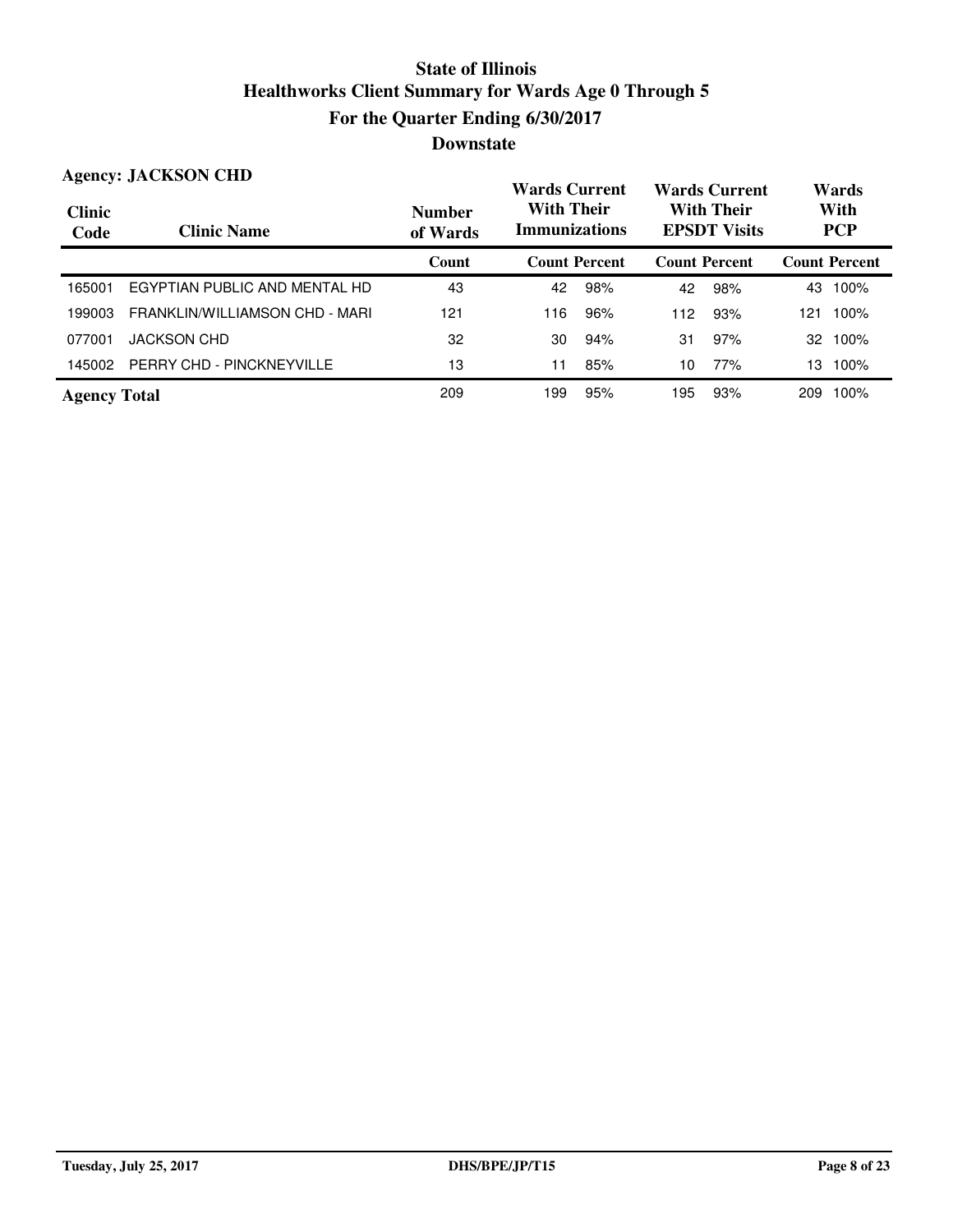# State of Illinois
## Healthworks Client Summary for Wards Age 0 Through 5
## For the Quarter Ending 6/30/2017
## Downstate

**Agency: JACKSON CHD**

| Clinic Code | Clinic Name | Number of Wards | Wards Current With Their Immunizations | | Wards Current With Their EPSDT Visits | | Wards With PCP | |
|---|---|---|---|---|---|---|---|---|
| | | Count | Count | Percent | Count | Percent | Count | Percent |
| 165001 | EGYPTIAN PUBLIC AND MENTAL HD | 43 | 42 | 98% | 42 | 98% | 43 | 100% |
| 199003 | FRANKLIN/WILLIAMSON CHD - MARI | 121 | 116 | 96% | 112 | 93% | 121 | 100% |
| 077001 | JACKSON CHD | 32 | 30 | 94% | 31 | 97% | 32 | 100% |
| 145002 | PERRY CHD - PINCKNEYVILLE | 13 | 11 | 85% | 10 | 77% | 13 | 100% |
| **Agency Total** | | 209 | 199 | 95% | 195 | 93% | 209 | 100% |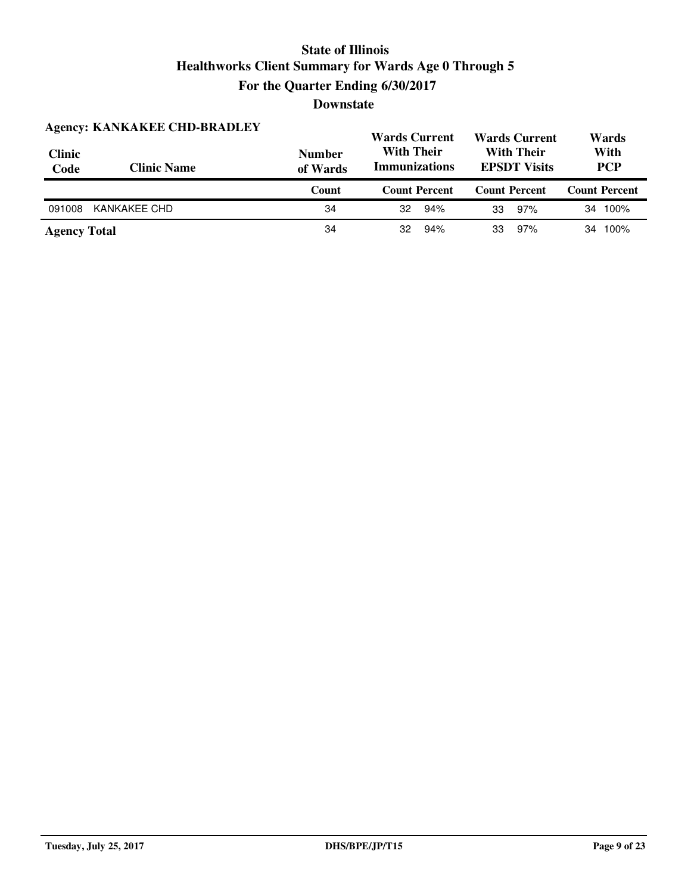# State of Illinois
## Healthworks Client Summary for Wards Age 0 Through 5
## For the Quarter Ending 6/30/2017
## Downstate

**Agency: KANKAKEE CHD-BRADLEY**

| Clinic Code | Clinic Name | Number of Wards | Wards Current With Their Immunizations | | Wards Current With Their EPSDT Visits | | Wards With PCP | |
|---|---|---|---|---|---|---|---|---|
| | | Count | Count | Percent | Count | Percent | Count | Percent |
| 091008 | KANKAKEE CHD | 34 | 32 | 94% | 33 | 97% | 34 | 100% |
| **Agency Total** | | 34 | 32 | 94% | 33 | 97% | 34 | 100% |

Tuesday, July 25, 2017 DHS/BPE/JP/T15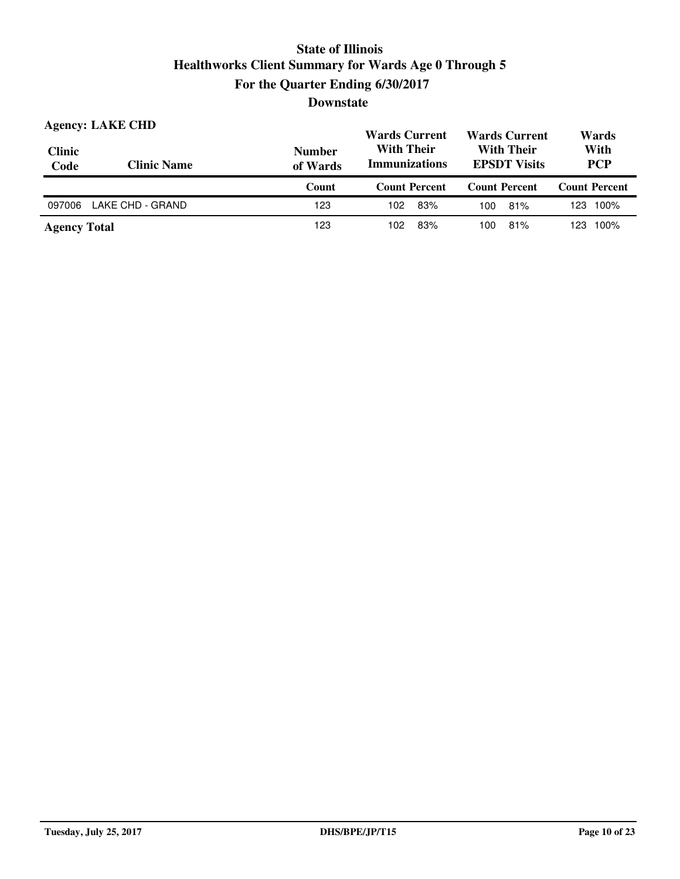# State of Illinois
# Healthworks Client Summary for Wards Age 0 Through 5
## For the Quarter Ending 6/30/2017
## Downstate

**Agency: LAKE CHD**

| Clinic Code | Clinic Name | Number of Wards | Wards Current With Their Immunizations | | Wards Current With Their EPSDT Visits | | Wards With PCP | |
|---|---|---|---|---|---|---|---|---|
| | | Count | Count | Percent | Count | Percent | Count | Percent |
| 097006 | LAKE CHD - GRAND | 123 | 102 | 83% | 100 | 81% | 123 | 100% |
| **Agency Total** | | 123 | 102 | 83% | 100 | 81% | 123 | 100% |

Tuesday, July 25, 2017 — DHS/BPE/JP/T15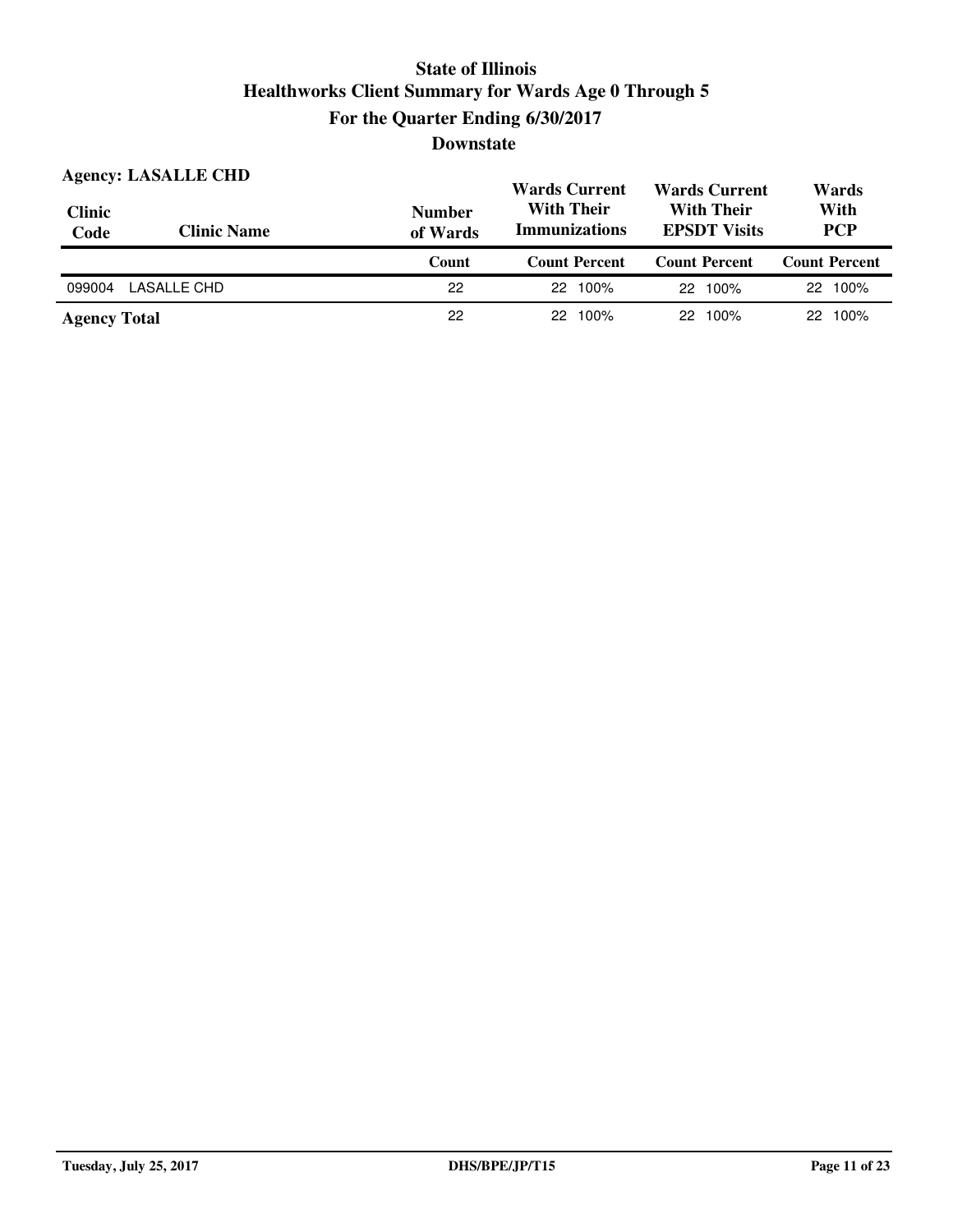# State of Illinois
## Healthworks Client Summary for Wards Age 0 Through 5
## For the Quarter Ending 6/30/2017
## Downstate

**Agency: LASALLE CHD**

| Clinic Code | Clinic Name | Number of Wards | Wards Current With Their Immunizations | | Wards Current With Their EPSDT Visits | | Wards With PCP | |
|---|---|---|---|---|---|---|---|---|
| | | Count | Count | Percent | Count | Percent | Count | Percent |
| 099004 | LASALLE CHD | 22 | 22 | 100% | 22 | 100% | 22 | 100% |
| **Agency Total** | | 22 | 22 | 100% | 22 | 100% | 22 | 100% |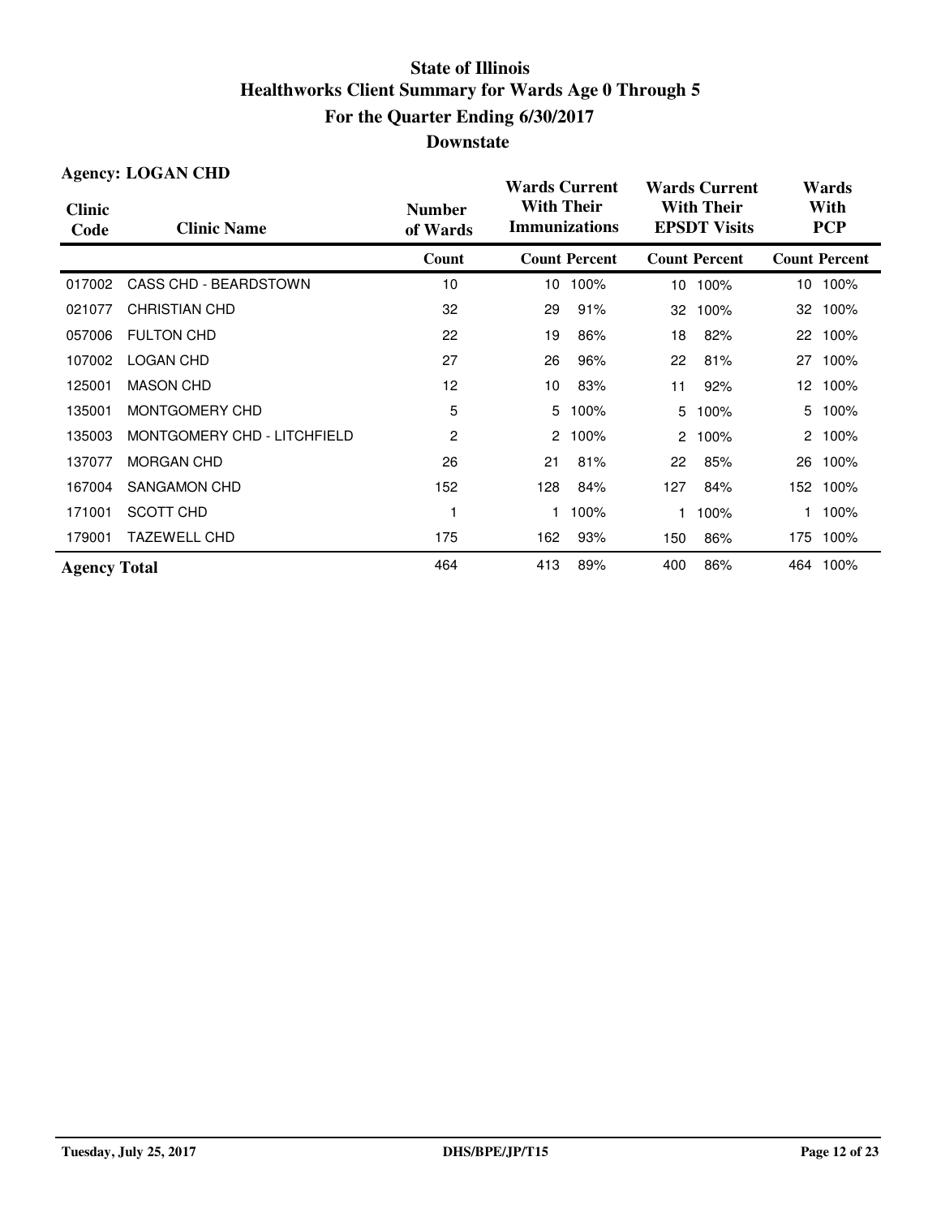# State of Illinois
## Healthworks Client Summary for Wards Age 0 Through 5
## For the Quarter Ending 6/30/2017
## Downstate

**Agency: LOGAN CHD**

| Clinic Code | Clinic Name | Number of Wards | Wards Current With Their Immunizations | | Wards Current With Their EPSDT Visits | | Wards With PCP | |
|---|---|---|---|---|---|---|---|---|
| | | Count | Count | Percent | Count | Percent | Count | Percent |
| 017002 | CASS CHD - BEARDSTOWN | 10 | 10 | 100% | 10 | 100% | 10 | 100% |
| 021077 | CHRISTIAN CHD | 32 | 29 | 91% | 32 | 100% | 32 | 100% |
| 057006 | FULTON CHD | 22 | 19 | 86% | 18 | 82% | 22 | 100% |
| 107002 | LOGAN CHD | 27 | 26 | 96% | 22 | 81% | 27 | 100% |
| 125001 | MASON CHD | 12 | 10 | 83% | 11 | 92% | 12 | 100% |
| 135001 | MONTGOMERY CHD | 5 | 5 | 100% | 5 | 100% | 5 | 100% |
| 135003 | MONTGOMERY CHD - LITCHFIELD | 2 | 2 | 100% | 2 | 100% | 2 | 100% |
| 137077 | MORGAN CHD | 26 | 21 | 81% | 22 | 85% | 26 | 100% |
| 167004 | SANGAMON CHD | 152 | 128 | 84% | 127 | 84% | 152 | 100% |
| 171001 | SCOTT CHD | 1 | 1 | 100% | 1 | 100% | 1 | 100% |
| 179001 | TAZEWELL CHD | 175 | 162 | 93% | 150 | 86% | 175 | 100% |
| **Agency Total** | | 464 | 413 | 89% | 400 | 86% | 464 | 100% |

Tuesday, July 25, 2017 DHS/BPE/JP/T15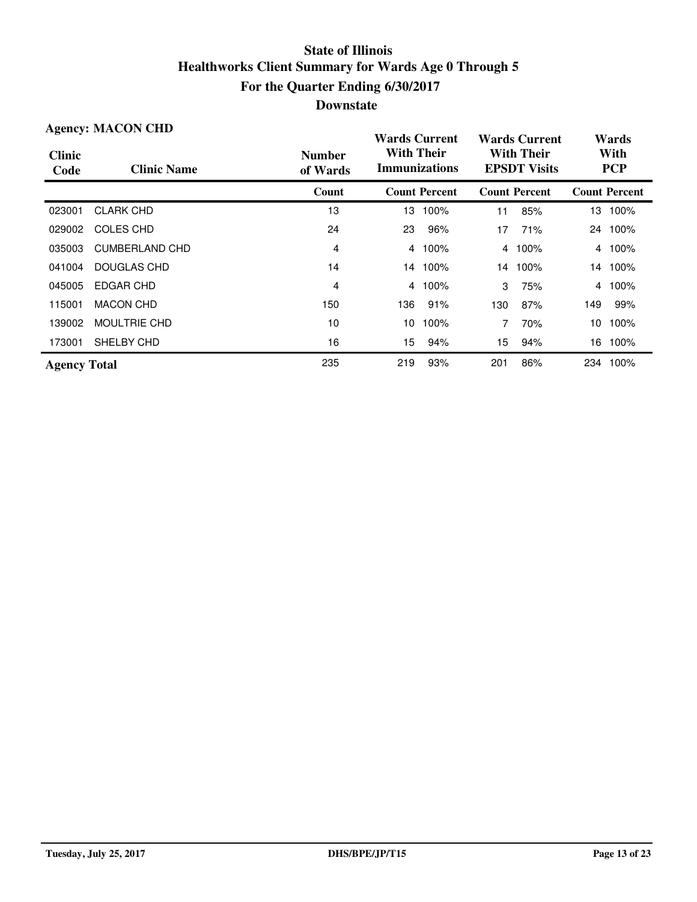# State of Illinois
## Healthworks Client Summary for Wards Age 0 Through 5
## For the Quarter Ending 6/30/2017
## Downstate

**Agency: MACON CHD**

| Clinic Code | Clinic Name | Number of Wards | Wards Current With Their Immunizations | | Wards Current With Their EPSDT Visits | | Wards With PCP | |
|---|---|---|---|---|---|---|---|---|
| | | Count | Count | Percent | Count | Percent | Count | Percent |
| 023001 | CLARK CHD | 13 | 13 | 100% | 11 | 85% | 13 | 100% |
| 029002 | COLES CHD | 24 | 23 | 96% | 17 | 71% | 24 | 100% |
| 035003 | CUMBERLAND CHD | 4 | 4 | 100% | 4 | 100% | 4 | 100% |
| 041004 | DOUGLAS CHD | 14 | 14 | 100% | 14 | 100% | 14 | 100% |
| 045005 | EDGAR CHD | 4 | 4 | 100% | 3 | 75% | 4 | 100% |
| 115001 | MACON CHD | 150 | 136 | 91% | 130 | 87% | 149 | 99% |
| 139002 | MOULTRIE CHD | 10 | 10 | 100% | 7 | 70% | 10 | 100% |
| 173001 | SHELBY CHD | 16 | 15 | 94% | 15 | 94% | 16 | 100% |
| **Agency Total** | | 235 | 219 | 93% | 201 | 86% | 234 | 100% |

Tuesday, July 25, 2017 DHS/BPE/JP/T15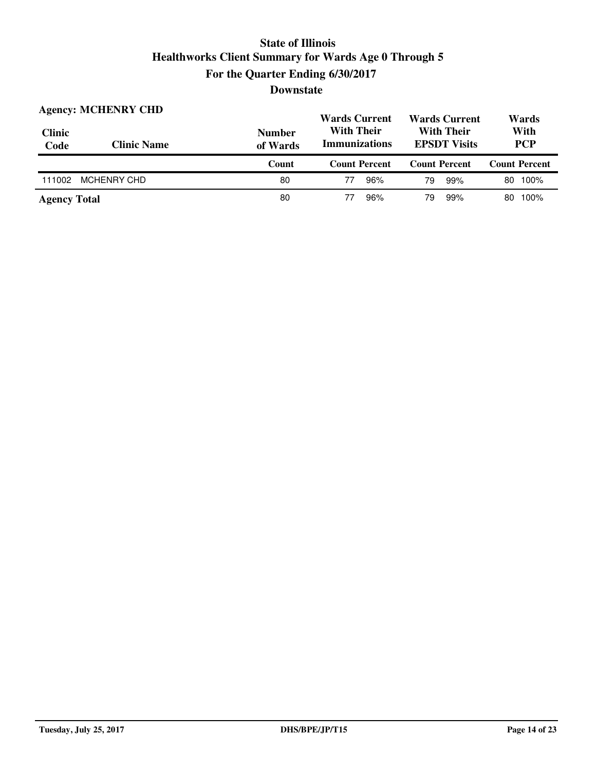# State of Illinois
## Healthworks Client Summary for Wards Age 0 Through 5
## For the Quarter Ending 6/30/2017
## Downstate

**Agency: MCHENRY CHD**

| Clinic Code | Clinic Name | Number of Wards | Wards Current With Their Immunizations | | Wards Current With Their EPSDT Visits | | Wards With PCP | |
|---|---|---|---|---|---|---|---|---|
| | | Count | Count | Percent | Count | Percent | Count | Percent |
| 111002 | MCHENRY CHD | 80 | 77 | 96% | 79 | 99% | 80 | 100% |
| **Agency Total** | | 80 | 77 | 96% | 79 | 99% | 80 | 100% |

Tuesday, July 25, 2017 DHS/BPE/JP/T15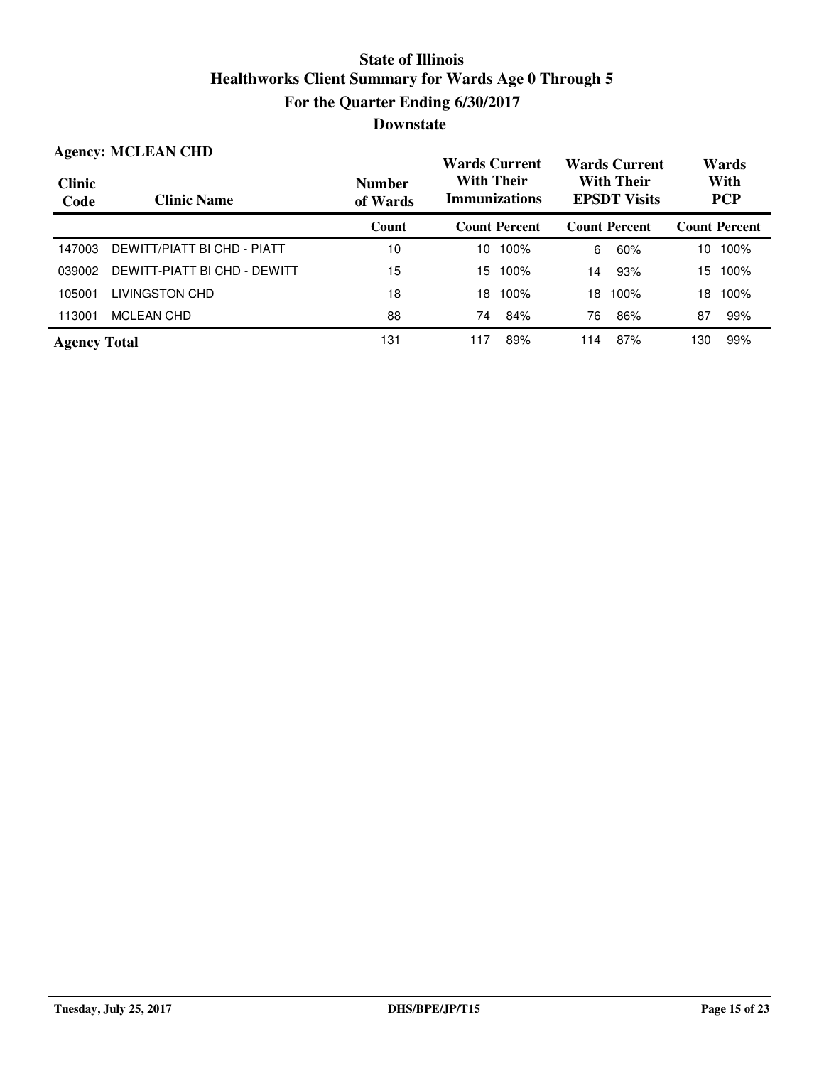# State of Illinois
## Healthworks Client Summary for Wards Age 0 Through 5
## For the Quarter Ending 6/30/2017
## Downstate

**Agency: MCLEAN CHD**

| Clinic Code | Clinic Name | Number of Wards | Wards Current With Their Immunizations | | Wards Current With Their EPSDT Visits | | Wards With PCP | |
|---|---|---|---|---|---|---|---|---|
| | | Count | Count | Percent | Count | Percent | Count | Percent |
| 147003 | DEWITT/PIATT BI CHD - PIATT | 10 | 10 | 100% | 6 | 60% | 10 | 100% |
| 039002 | DEWITT-PIATT BI CHD - DEWITT | 15 | 15 | 100% | 14 | 93% | 15 | 100% |
| 105001 | LIVINGSTON CHD | 18 | 18 | 100% | 18 | 100% | 18 | 100% |
| 113001 | MCLEAN CHD | 88 | 74 | 84% | 76 | 86% | 87 | 99% |
| **Agency Total** | | 131 | 117 | 89% | 114 | 87% | 130 | 99% |

Tuesday, July 25, 2017 DHS/BPE/JP/T15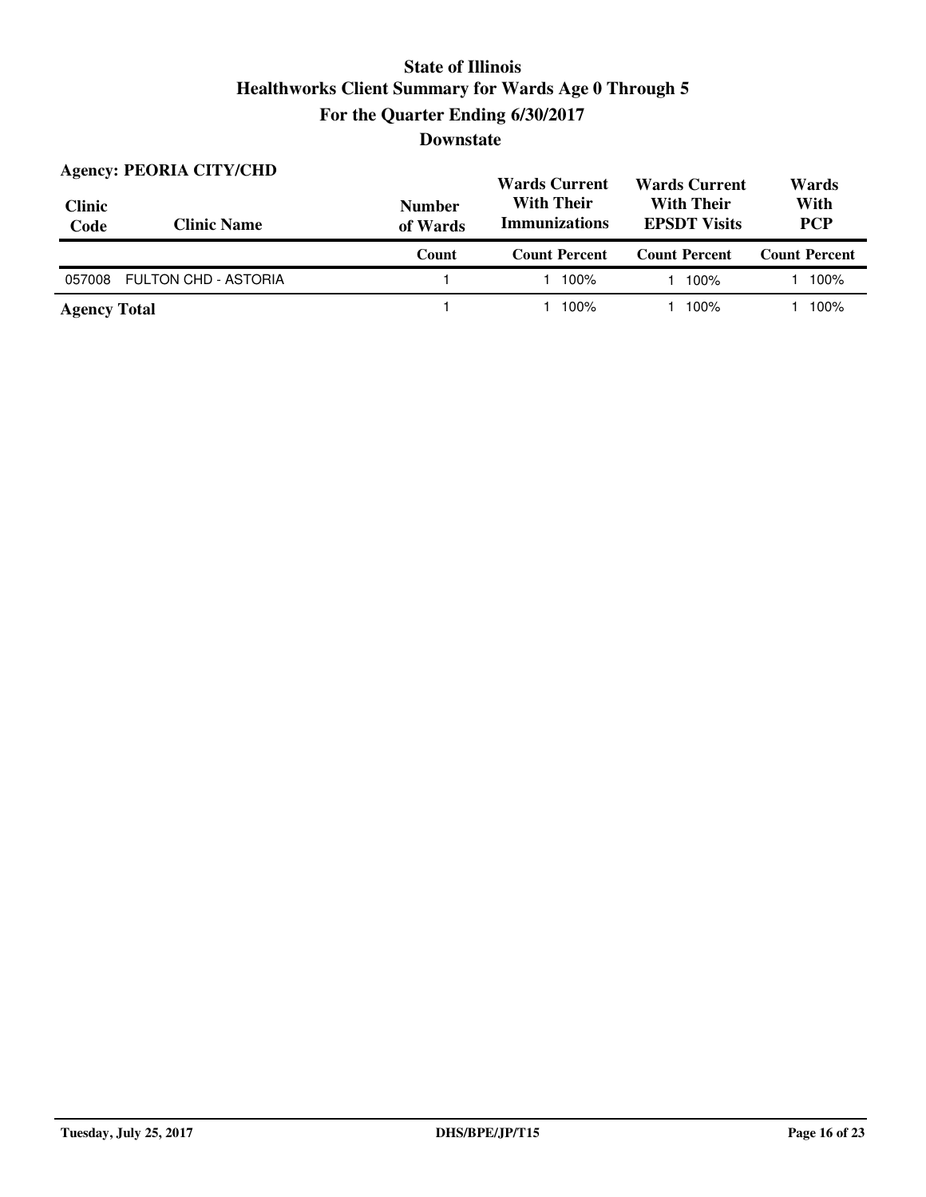# State of Illinois
## Healthworks Client Summary for Wards Age 0 Through 5
### For the Quarter Ending 6/30/2017
### Downstate

**Agency: PEORIA CITY/CHD**

| Clinic Code | Clinic Name | Number of Wards | Wards Current With Their Immunizations | | Wards Current With Their EPSDT Visits | | Wards With PCP | |
|---|---|---|---|---|---|---|---|---|
| | | Count | Count | Percent | Count | Percent | Count | Percent |
| 057008 | FULTON CHD - ASTORIA | 1 | 1 | 100% | 1 | 100% | 1 | 100% |
| **Agency Total** | | 1 | 1 | 100% | 1 | 100% | 1 | 100% |

Tuesday, July 25, 2017 DHS/BPE/JP/T15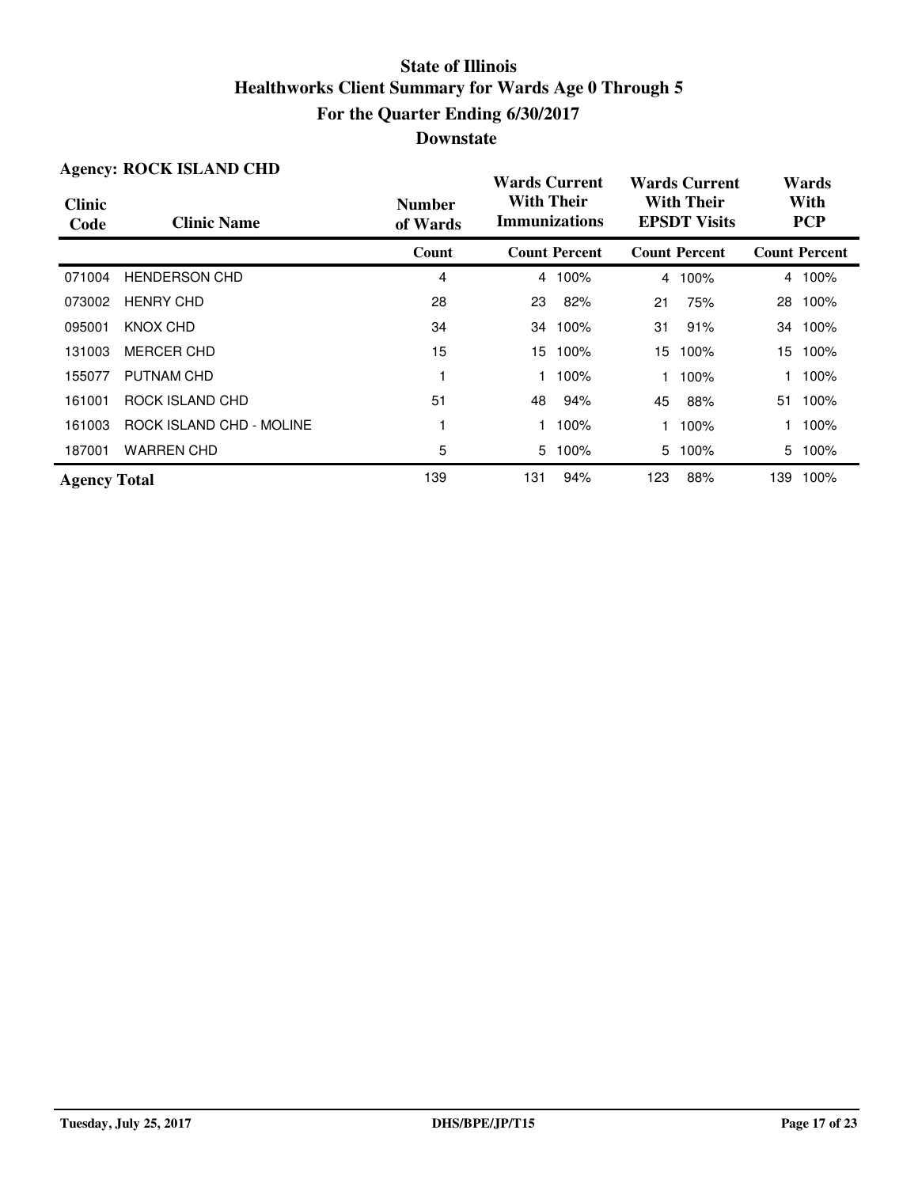# State of Illinois
## Healthworks Client Summary for Wards Age 0 Through 5
## For the Quarter Ending 6/30/2017
## Downstate

**Agency: ROCK ISLAND CHD**

| Clinic Code | Clinic Name | Number of Wards | Wards Current With Their Immunizations | | Wards Current With Their EPSDT Visits | | Wards With PCP | |
|---|---|---|---|---|---|---|---|---|
| | | Count | Count | Percent | Count | Percent | Count | Percent |
| 071004 | HENDERSON CHD | 4 | 4 | 100% | 4 | 100% | 4 | 100% |
| 073002 | HENRY CHD | 28 | 23 | 82% | 21 | 75% | 28 | 100% |
| 095001 | KNOX CHD | 34 | 34 | 100% | 31 | 91% | 34 | 100% |
| 131003 | MERCER CHD | 15 | 15 | 100% | 15 | 100% | 15 | 100% |
| 155077 | PUTNAM CHD | 1 | 1 | 100% | 1 | 100% | 1 | 100% |
| 161001 | ROCK ISLAND CHD | 51 | 48 | 94% | 45 | 88% | 51 | 100% |
| 161003 | ROCK ISLAND CHD - MOLINE | 1 | 1 | 100% | 1 | 100% | 1 | 100% |
| 187001 | WARREN CHD | 5 | 5 | 100% | 5 | 100% | 5 | 100% |
| **Agency Total** | | 139 | 131 | 94% | 123 | 88% | 139 | 100% |

Tuesday, July 25, 2017 DHS/BPE/JP/T15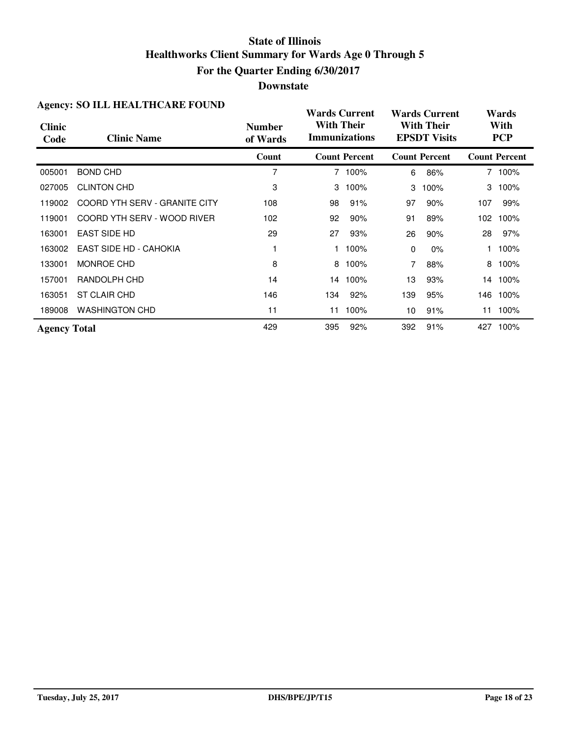# State of Illinois
## Healthworks Client Summary for Wards Age 0 Through 5
## For the Quarter Ending 6/30/2017
## Downstate

### Agency: SO ILL HEALTHCARE FOUND

| Clinic Code | Clinic Name | Number of Wards | Wards Current With Their Immunizations | | Wards Current With Their EPSDT Visits | | Wards With PCP | |
|---|---|---|---|---|---|---|---|---|
| | | Count | Count | Percent | Count | Percent | Count | Percent |
| 005001 | BOND CHD | 7 | 7 | 100% | 6 | 86% | 7 | 100% |
| 027005 | CLINTON CHD | 3 | 3 | 100% | 3 | 100% | 3 | 100% |
| 119002 | COORD YTH SERV - GRANITE CITY | 108 | 98 | 91% | 97 | 90% | 107 | 99% |
| 119001 | COORD YTH SERV - WOOD RIVER | 102 | 92 | 90% | 91 | 89% | 102 | 100% |
| 163001 | EAST SIDE HD | 29 | 27 | 93% | 26 | 90% | 28 | 97% |
| 163002 | EAST SIDE HD - CAHOKIA | 1 | 1 | 100% | 0 | 0% | 1 | 100% |
| 133001 | MONROE CHD | 8 | 8 | 100% | 7 | 88% | 8 | 100% |
| 157001 | RANDOLPH CHD | 14 | 14 | 100% | 13 | 93% | 14 | 100% |
| 163051 | ST CLAIR CHD | 146 | 134 | 92% | 139 | 95% | 146 | 100% |
| 189008 | WASHINGTON CHD | 11 | 11 | 100% | 10 | 91% | 11 | 100% |
| **Agency Total** | | 429 | 395 | 92% | 392 | 91% | 427 | 100% |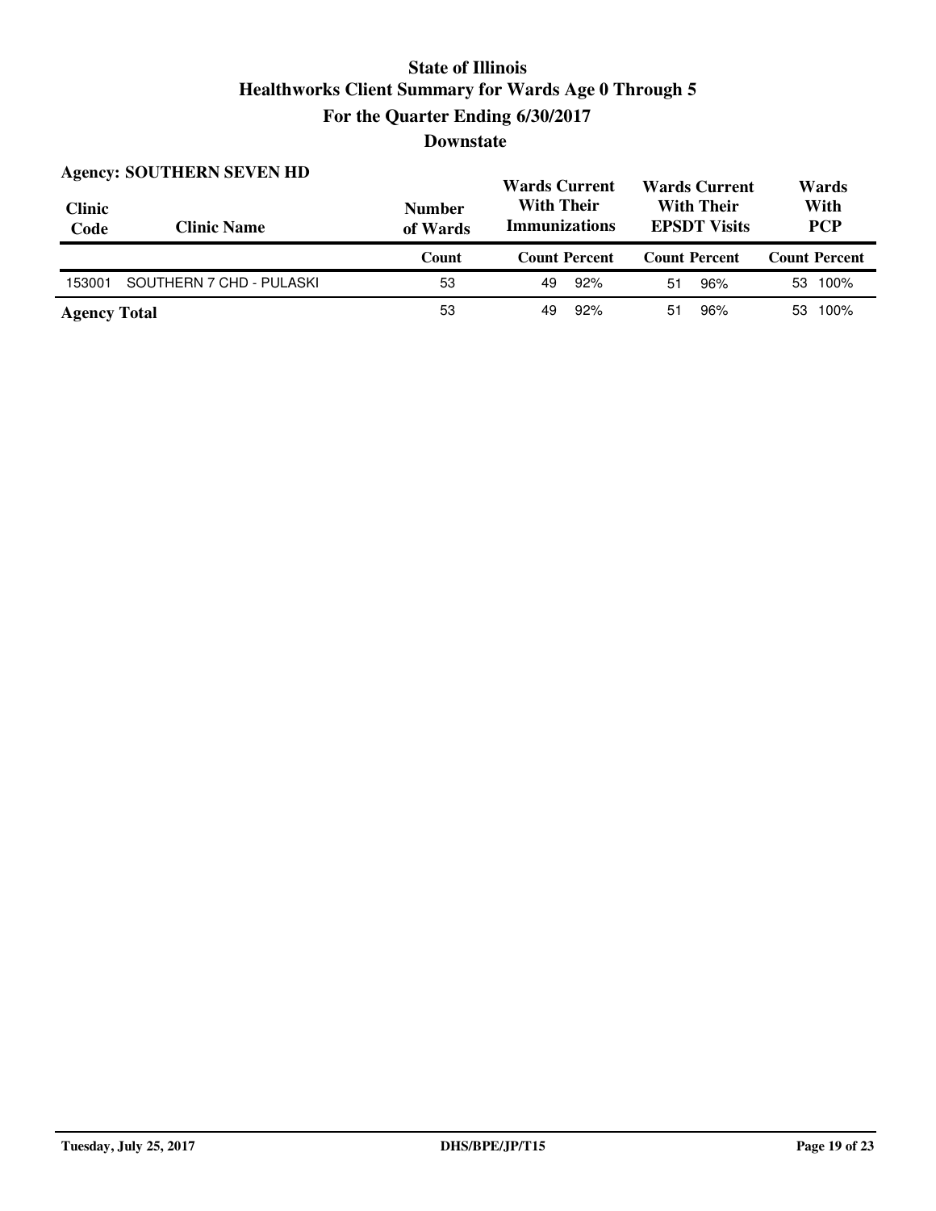# State of Illinois
## Healthworks Client Summary for Wards Age 0 Through 5
### For the Quarter Ending 6/30/2017
### Downstate

**Agency: SOUTHERN SEVEN HD**

| Clinic Code | Clinic Name | Number of Wards | Wards Current With Their Immunizations | | Wards Current With Their EPSDT Visits | | Wards With PCP | |
|---|---|---|---|---|---|---|---|---|
| | | Count | Count | Percent | Count | Percent | Count | Percent |
| 153001 | SOUTHERN 7 CHD - PULASKI | 53 | 49 | 92% | 51 | 96% | 53 | 100% |
| **Agency Total** | | 53 | 49 | 92% | 51 | 96% | 53 | 100% |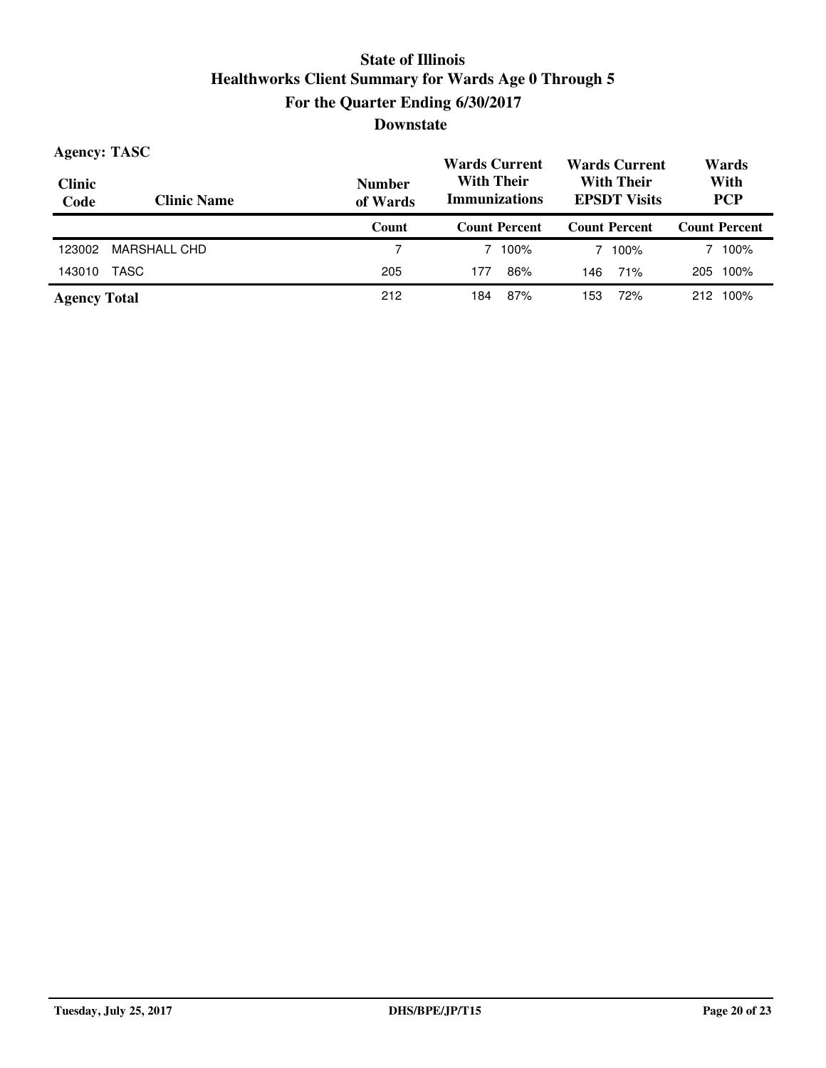# State of Illinois
## Healthworks Client Summary for Wards Age 0 Through 5
## For the Quarter Ending 6/30/2017
## Downstate

**Agency: TASC**

| Clinic Code | Clinic Name | Number of Wards | Wards Current With Their Immunizations | | Wards Current With Their EPSDT Visits | | Wards With PCP | |
|---|---|---|---|---|---|---|---|---|
| | | Count | Count | Percent | Count | Percent | Count | Percent |
| 123002 | MARSHALL CHD | 7 | 7 | 100% | 7 | 100% | 7 | 100% |
| 143010 | TASC | 205 | 177 | 86% | 146 | 71% | 205 | 100% |
| **Agency Total** | | 212 | 184 | 87% | 153 | 72% | 212 | 100% |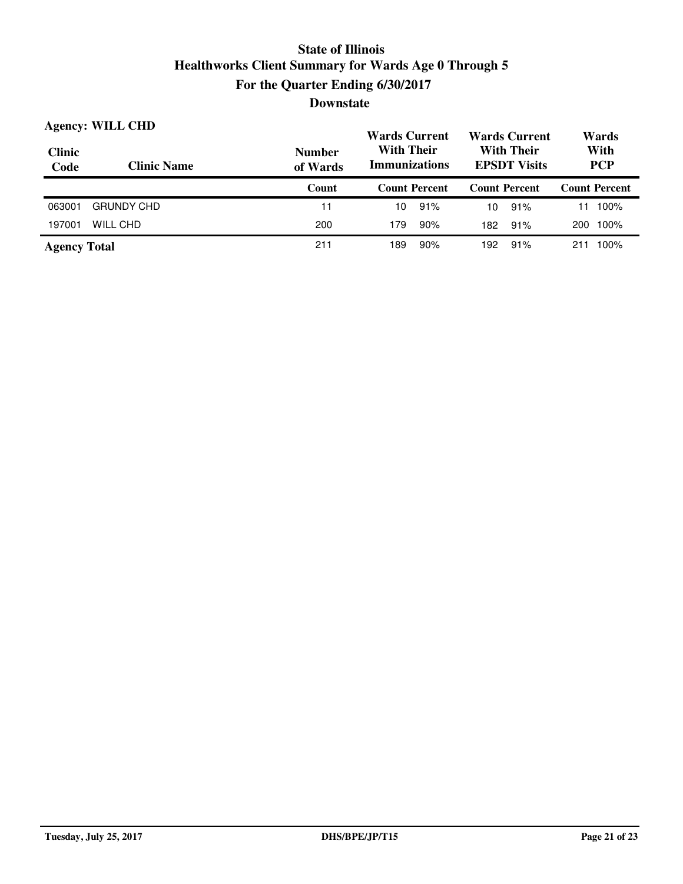# State of Illinois
## Healthworks Client Summary for Wards Age 0 Through 5
### For the Quarter Ending 6/30/2017
### Downstate

**Agency: WILL CHD**

| Clinic Code | Clinic Name | Number of Wards | Wards Current With Their Immunizations | | Wards Current With Their EPSDT Visits | | Wards With PCP | |
|---|---|---|---|---|---|---|---|---|
| | | Count | Count | Percent | Count | Percent | Count | Percent |
| 063001 | GRUNDY CHD | 11 | 10 | 91% | 10 | 91% | 11 | 100% |
| 197001 | WILL CHD | 200 | 179 | 90% | 182 | 91% | 200 | 100% |
| **Agency Total** | | 211 | 189 | 90% | 192 | 91% | 211 | 100% |

Tuesday, July 25, 2017 DHS/BPE/JP/T15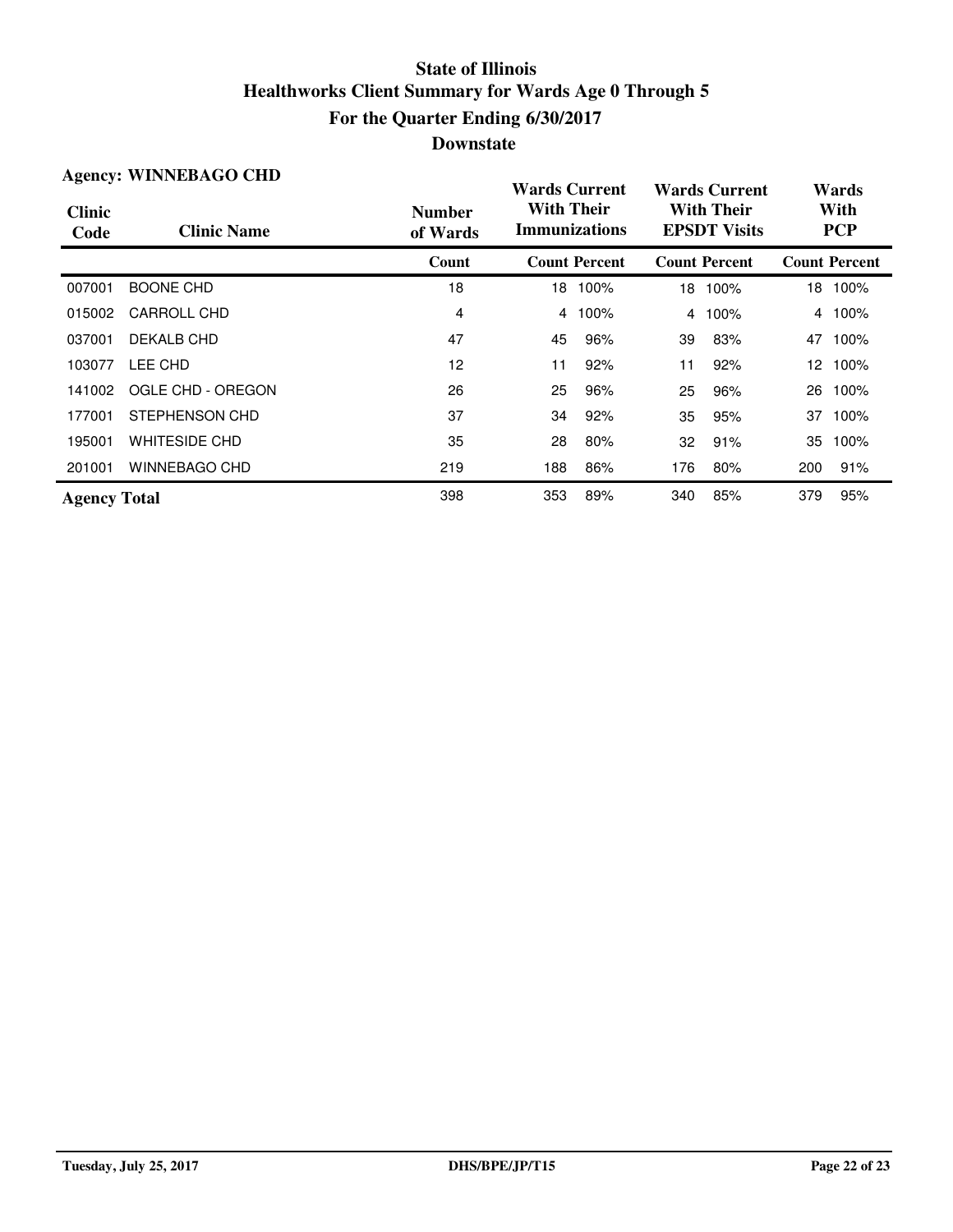# State of Illinois
## Healthworks Client Summary for Wards Age 0 Through 5
## For the Quarter Ending 6/30/2017
## Downstate

**Agency: WINNEBAGO CHD**

| Clinic Code | Clinic Name | Number of Wards | Wards Current With Their Immunizations | | Wards Current With Their EPSDT Visits | | Wards With PCP | |
|---|---|---|---|---|---|---|---|---|
| | | Count | Count | Percent | Count | Percent | Count | Percent |
| 007001 | BOONE CHD | 18 | 18 | 100% | 18 | 100% | 18 | 100% |
| 015002 | CARROLL CHD | 4 | 4 | 100% | 4 | 100% | 4 | 100% |
| 037001 | DEKALB CHD | 47 | 45 | 96% | 39 | 83% | 47 | 100% |
| 103077 | LEE CHD | 12 | 11 | 92% | 11 | 92% | 12 | 100% |
| 141002 | OGLE CHD - OREGON | 26 | 25 | 96% | 25 | 96% | 26 | 100% |
| 177001 | STEPHENSON CHD | 37 | 34 | 92% | 35 | 95% | 37 | 100% |
| 195001 | WHITESIDE CHD | 35 | 28 | 80% | 32 | 91% | 35 | 100% |
| 201001 | WINNEBAGO CHD | 219 | 188 | 86% | 176 | 80% | 200 | 91% |
| **Agency Total** | | 398 | 353 | 89% | 340 | 85% | 379 | 95% |

Tuesday, July 25, 2017 — DHS/BPE/JP/T15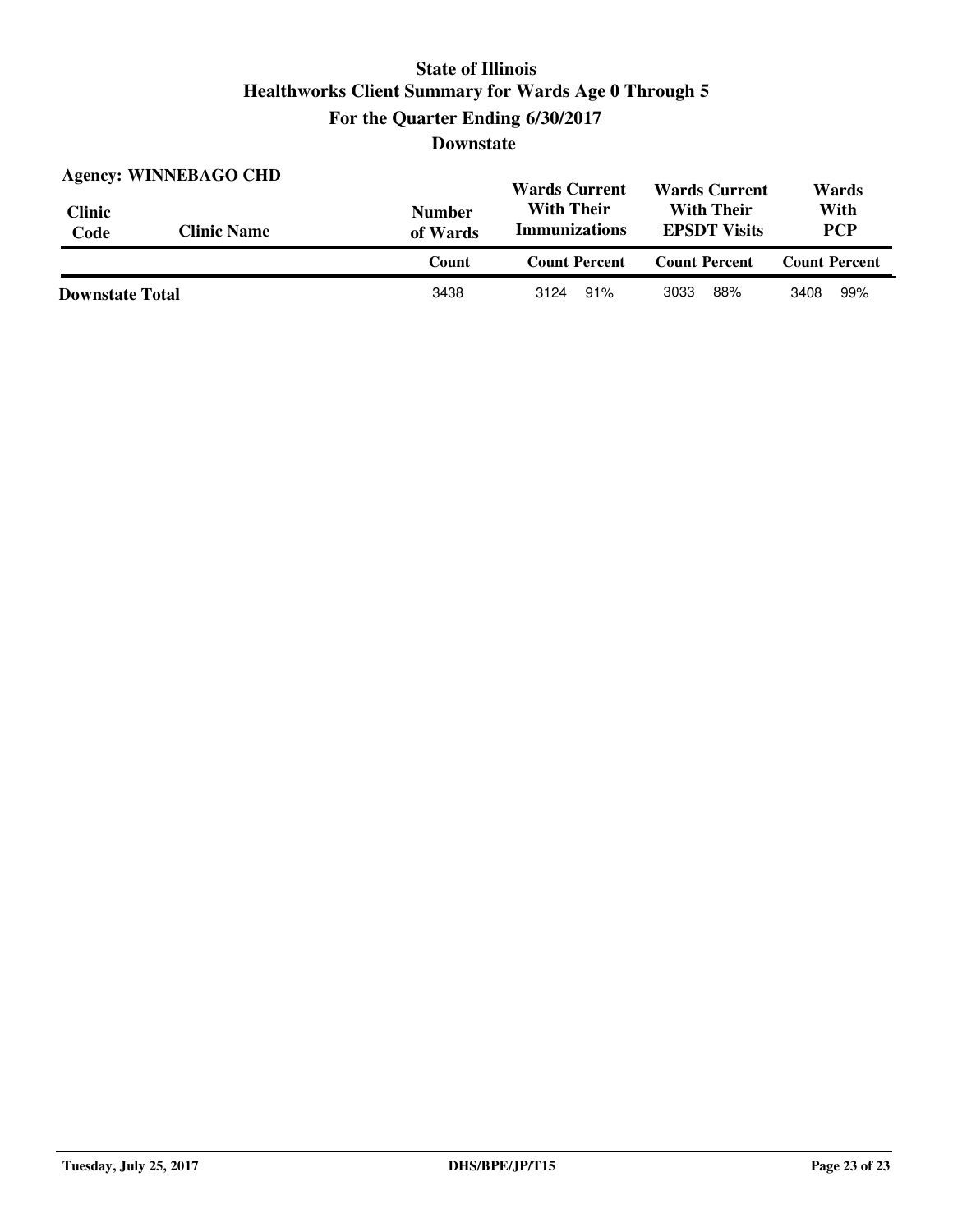# State of Illinois
## Healthworks Client Summary for Wards Age 0 Through 5
## For the Quarter Ending 6/30/2017
## Downstate

**Agency: WINNEBAGO CHD**

| Clinic Code | Clinic Name | Number of Wards | Wards Current With Their Immunizations | | Wards Current With Their EPSDT Visits | | Wards With PCP | |
|---|---|---|---|---|---|---|---|---|
| | | Count | Count | Percent | Count | Percent | Count | Percent |
| **Downstate Total** | | 3438 | 3124 | 91% | 3033 | 88% | 3408 | 99% |

Tuesday, July 25, 2017 DHS/BPE/JP/T15